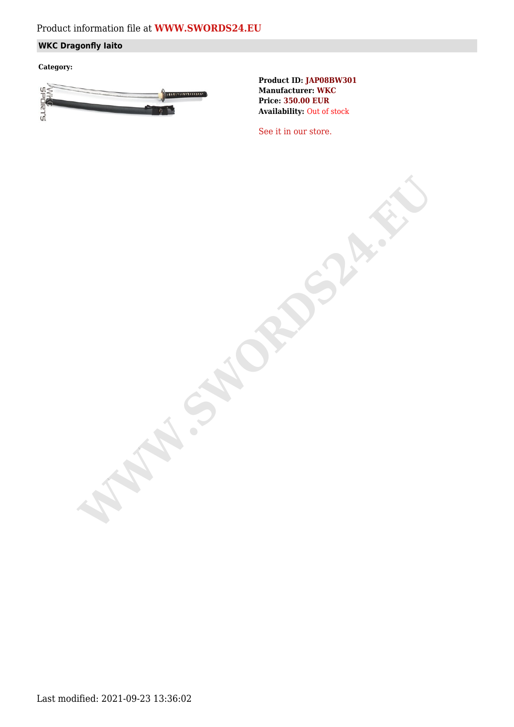Product information file at **WWW.SWORDS24.EU**

## WKC Dragonfly Iaito

**Category:**

**Product ID:** JAP08BW301
**Manufacturer:** WKC
**Price:** 350.00 EUR
**Availability:** Out of stock

See it in our store.

Last modified: 2021-09-23 13:36:02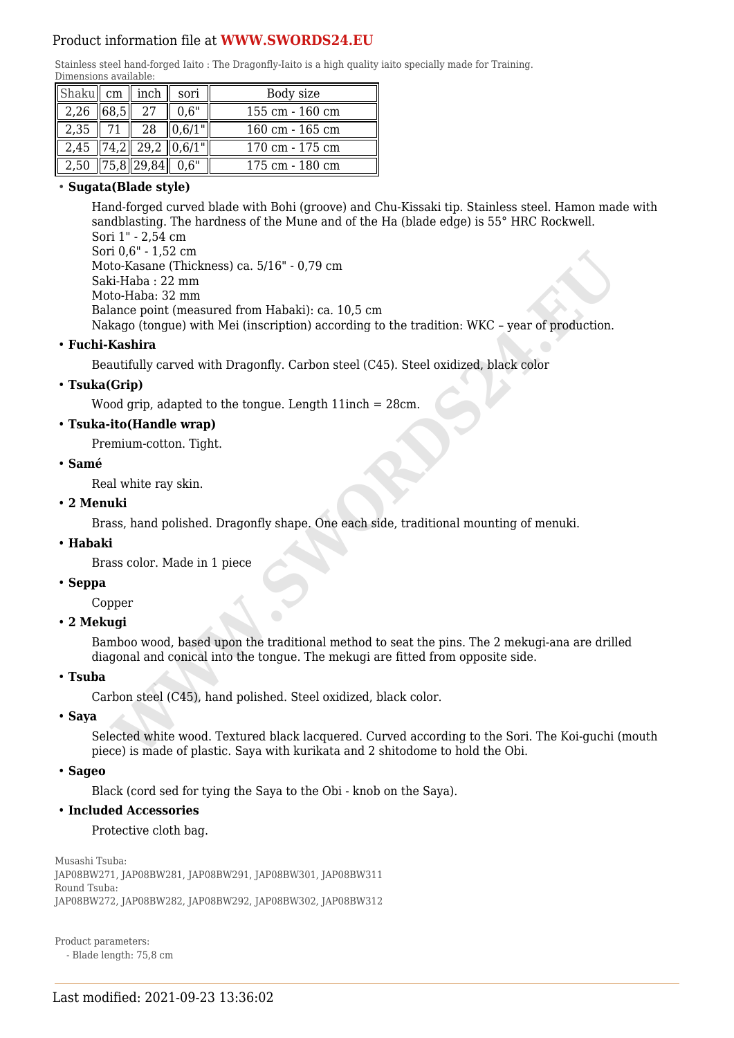Product information file at **WWW.SWORDS24.EU**

Stainless steel hand-forged Iaito : The Dragonfly-Iaito is a high quality iaito specially made for Training.
Dimensions available:

| Shaku | cm | inch | sori | Body size |
|---|---|---|---|---|
| 2,26 | 68,5 | 27 | 0,6" | 155 cm - 160 cm |
| 2,35 | 71 | 28 | 0,6/1" | 160 cm - 165 cm |
| 2,45 | 74,2 | 29,2 | 0,6/1" | 170 cm - 175 cm |
| 2,50 | 75,8 | 29,84 | 0,6" | 175 cm - 180 cm |

- **Sugata(Blade style)**

  Hand-forged curved blade with Bohi (groove) and Chu-Kissaki tip. Stainless steel. Hamon made with sandblasting. The hardness of the Mune and of the Ha (blade edge) is 55° HRC Rockwell.
  Sori 1" - 2,54 cm
  Sori 0,6" - 1,52 cm
  Moto-Kasane (Thickness) ca. 5/16" - 0,79 cm
  Saki-Haba : 22 mm
  Moto-Haba: 32 mm
  Balance point (measured from Habaki): ca. 10,5 cm
  Nakago (tongue) with Mei (inscription) according to the tradition: WKC – year of production.

- **Fuchi-Kashira**

  Beautifully carved with Dragonfly. Carbon steel (C45). Steel oxidized, black color

- **Tsuka(Grip)**

  Wood grip, adapted to the tongue. Length 11inch = 28cm.

- **Tsuka-ito(Handle wrap)**

  Premium-cotton. Tight.

- **Samé**

  Real white ray skin.

- **2 Menuki**

  Brass, hand polished. Dragonfly shape. One each side, traditional mounting of menuki.

- **Habaki**

  Brass color. Made in 1 piece

- **Seppa**

  Copper

- **2 Mekugi**

  Bamboo wood, based upon the traditional method to seat the pins. The 2 mekugi-ana are drilled diagonal and conical into the tongue. The mekugi are fitted from opposite side.

- **Tsuba**

  Carbon steel (C45), hand polished. Steel oxidized, black color.

- **Saya**

  Selected white wood. Textured black lacquered. Curved according to the Sori. The Koi-guchi (mouth piece) is made of plastic. Saya with kurikata and 2 shitodome to hold the Obi.

- **Sageo**

  Black (cord sed for tying the Saya to the Obi - knob on the Saya).

- **Included Accessories**

  Protective cloth bag.

Musashi Tsuba:
JAP08BW271, JAP08BW281, JAP08BW291, JAP08BW301, JAP08BW311
Round Tsuba:
JAP08BW272, JAP08BW282, JAP08BW292, JAP08BW302, JAP08BW312

Product parameters:
- Blade length: 75,8 cm

Last modified: 2021-09-23 13:36:02